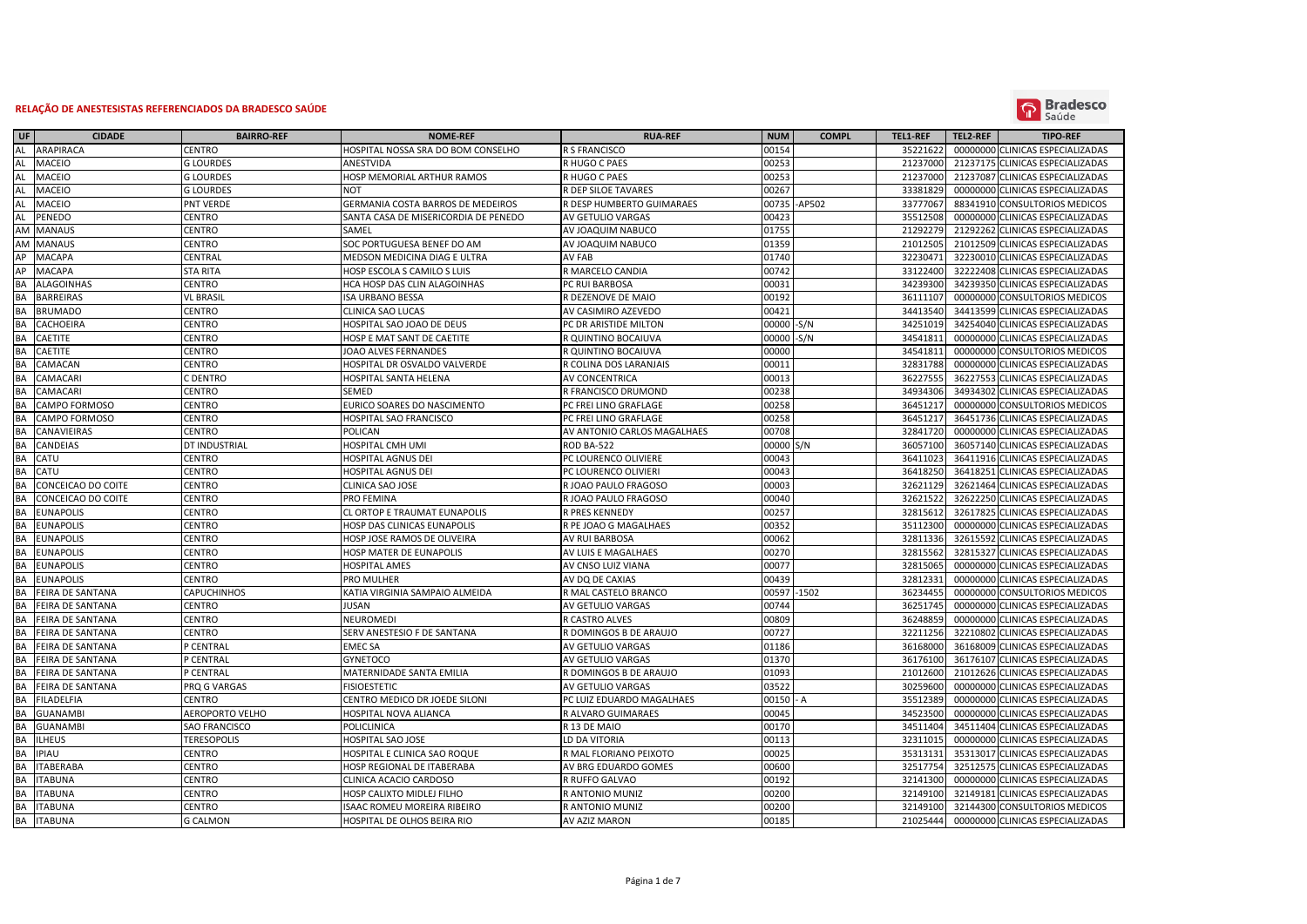# RELAÇÃO DE ANESTESISTAS REFERENCIADOS DA BRADESCO SAÚDE

| UF | CIDADE | BAIRRO-REF | NOME-REF | RUA-REF | NUM | COMPL | TEL1-REF | TEL2-REF | TIPO-REF |
|---|---|---|---|---|---|---|---|---|---|
| AL | ARAPIRACA | CENTRO | HOSPITAL NOSSA SRA DO BOM CONSELHO | R S FRANCISCO | 00154 | | 35221622 | 00000000 | CLINICAS ESPECIALIZADAS |
| AL | MACEIO | G LOURDES | ANESTVIDA | R HUGO C PAES | 00253 | | 21237000 | 21237175 | CLINICAS ESPECIALIZADAS |
| AL | MACEIO | G LOURDES | HOSP MEMORIAL ARTHUR RAMOS | R HUGO C PAES | 00253 | | 21237000 | 21237087 | CLINICAS ESPECIALIZADAS |
| AL | MACEIO | G LOURDES | NOT | R DEP SILOE TAVARES | 00267 | | 33381829 | 00000000 | CLINICAS ESPECIALIZADAS |
| AL | MACEIO | PNT VERDE | GERMANIA COSTA BARROS DE MEDEIROS | R DESP HUMBERTO GUIMARAES | 00735 | -AP502 | 33777067 | 88341910 | CONSULTORIOS MEDICOS |
| AL | PENEDO | CENTRO | SANTA CASA DE MISERICORDIA DE PENEDO | AV GETULIO VARGAS | 00423 | | 35512508 | 00000000 | CLINICAS ESPECIALIZADAS |
| AM | MANAUS | CENTRO | SAMEL | AV JOAQUIM NABUCO | 01755 | | 21292279 | 21292262 | CLINICAS ESPECIALIZADAS |
| AM | MANAUS | CENTRO | SOC PORTUGUESA BENEF DO AM | AV JOAQUIM NABUCO | 01359 | | 21012505 | 21012509 | CLINICAS ESPECIALIZADAS |
| AP | MACAPA | CENTRAL | MEDSON MEDICINA DIAG E ULTRA | AV FAB | 01740 | | 32230471 | 32230010 | CLINICAS ESPECIALIZADAS |
| AP | MACAPA | STA RITA | HOSP ESCOLA S CAMILO S LUIS | R MARCELO CANDIA | 00742 | | 33122400 | 32222408 | CLINICAS ESPECIALIZADAS |
| BA | ALAGOINHAS | CENTRO | HCA HOSP DAS CLIN ALAGOINHAS | PC RUI BARBOSA | 00031 | | 34239300 | 34239350 | CLINICAS ESPECIALIZADAS |
| BA | BARREIRAS | VL BRASIL | ISA URBANO BESSA | R DEZENOVE DE MAIO | 00192 | | 36111107 | 00000000 | CONSULTORIOS MEDICOS |
| BA | BRUMADO | CENTRO | CLINICA SAO LUCAS | AV CASIMIRO AZEVEDO | 00421 | | 34413540 | 34413599 | CLINICAS ESPECIALIZADAS |
| BA | CACHOEIRA | CENTRO | HOSPITAL SAO JOAO DE DEUS | PC DR ARISTIDE MILTON | 00000 | -S/N | 34251019 | 34254040 | CLINICAS ESPECIALIZADAS |
| BA | CAETITE | CENTRO | HOSP E MAT SANT DE CAETITE | R QUINTINO BOCAIUVA | 00000 | -S/N | 34541811 | 00000000 | CLINICAS ESPECIALIZADAS |
| BA | CAETITE | CENTRO | JOAO ALVES FERNANDES | R QUINTINO BOCAIUVA | 00000 | | 34541811 | 00000000 | CONSULTORIOS MEDICOS |
| BA | CAMACAN | CENTRO | HOSPITAL DR OSVALDO VALVERDE | R COLINA DOS LARANJAIS | 00011 | | 32831788 | 00000000 | CLINICAS ESPECIALIZADAS |
| BA | CAMACARI | C DENTRO | HOSPITAL SANTA HELENA | AV CONCENTRICA | 00013 | | 36227555 | 36227553 | CLINICAS ESPECIALIZADAS |
| BA | CAMACARI | CENTRO | SEMED | R FRANCISCO DRUMOND | 00238 | | 34934306 | 34934302 | CLINICAS ESPECIALIZADAS |
| BA | CAMPO FORMOSO | CENTRO | EURICO SOARES DO NASCIMENTO | PC FREI LINO GRAFLAGE | 00258 | | 36451217 | 00000000 | CONSULTORIOS MEDICOS |
| BA | CAMPO FORMOSO | CENTRO | HOSPITAL SAO FRANCISCO | PC FREI LINO GRAFLAGE | 00258 | | 36451217 | 36451736 | CLINICAS ESPECIALIZADAS |
| BA | CANAVIEIRAS | CENTRO | POLICAN | AV ANTONIO CARLOS MAGALHAES | 00708 | | 32841720 | 00000000 | CLINICAS ESPECIALIZADAS |
| BA | CANDEIAS | DT INDUSTRIAL | HOSPITAL CMH UMI | ROD BA-522 | 00000 | S/N | 36057100 | 36057140 | CLINICAS ESPECIALIZADAS |
| BA | CATU | CENTRO | HOSPITAL AGNUS DEI | PC LOURENCO OLIVIERE | 00043 | | 36411023 | 36411916 | CLINICAS ESPECIALIZADAS |
| BA | CATU | CENTRO | HOSPITAL AGNUS DEI | PC LOURENCO OLIVIERI | 00043 | | 36418250 | 36418251 | CLINICAS ESPECIALIZADAS |
| BA | CONCEICAO DO COITE | CENTRO | CLINICA SAO JOSE | R JOAO PAULO FRAGOSO | 00003 | | 32621129 | 32621464 | CLINICAS ESPECIALIZADAS |
| BA | CONCEICAO DO COITE | CENTRO | PRO FEMINA | R JOAO PAULO FRAGOSO | 00040 | | 32621522 | 32622250 | CLINICAS ESPECIALIZADAS |
| BA | EUNAPOLIS | CENTRO | CL ORTOP E TRAUMAT EUNAPOLIS | R PRES KENNEDY | 00257 | | 32815612 | 32617825 | CLINICAS ESPECIALIZADAS |
| BA | EUNAPOLIS | CENTRO | HOSP DAS CLINICAS EUNAPOLIS | R PE JOAO G MAGALHAES | 00352 | | 35112300 | 00000000 | CLINICAS ESPECIALIZADAS |
| BA | EUNAPOLIS | CENTRO | HOSP JOSE RAMOS DE OLIVEIRA | AV RUI BARBOSA | 00062 | | 32811336 | 32615592 | CLINICAS ESPECIALIZADAS |
| BA | EUNAPOLIS | CENTRO | HOSP MATER DE EUNAPOLIS | AV LUIS E MAGALHAES | 00270 | | 32815562 | 32815327 | CLINICAS ESPECIALIZADAS |
| BA | EUNAPOLIS | CENTRO | HOSPITAL AMES | AV CNSO LUIZ VIANA | 00077 | | 32815065 | 00000000 | CLINICAS ESPECIALIZADAS |
| BA | EUNAPOLIS | CENTRO | PRO MULHER | AV DQ DE CAXIAS | 00439 | | 32812331 | 00000000 | CLINICAS ESPECIALIZADAS |
| BA | FEIRA DE SANTANA | CAPUCHINHOS | KATIA VIRGINIA SAMPAIO ALMEIDA | R MAL CASTELO BRANCO | 00597 | -1502 | 36234455 | 00000000 | CONSULTORIOS MEDICOS |
| BA | FEIRA DE SANTANA | CENTRO | JUSAN | AV GETULIO VARGAS | 00744 | | 36251745 | 00000000 | CLINICAS ESPECIALIZADAS |
| BA | FEIRA DE SANTANA | CENTRO | NEUROMEDI | R CASTRO ALVES | 00809 | | 36248859 | 00000000 | CLINICAS ESPECIALIZADAS |
| BA | FEIRA DE SANTANA | CENTRO | SERV ANESTESIO F DE SANTANA | R DOMINGOS B DE ARAUJO | 00727 | | 32211256 | 32210802 | CLINICAS ESPECIALIZADAS |
| BA | FEIRA DE SANTANA | P CENTRAL | EMEC SA | AV GETULIO VARGAS | 01186 | | 36168000 | 36168009 | CLINICAS ESPECIALIZADAS |
| BA | FEIRA DE SANTANA | P CENTRAL | GYNETOCO | AV GETULIO VARGAS | 01370 | | 36176100 | 36176107 | CLINICAS ESPECIALIZADAS |
| BA | FEIRA DE SANTANA | P CENTRAL | MATERNIDADE SANTA EMILIA | R DOMINGOS B DE ARAUJO | 01093 | | 21012600 | 21012626 | CLINICAS ESPECIALIZADAS |
| BA | FEIRA DE SANTANA | PRQ G VARGAS | FISIOESTETIC | AV GETULIO VARGAS | 03522 | | 30259600 | 00000000 | CLINICAS ESPECIALIZADAS |
| BA | FILADELFIA | CENTRO | CENTRO MEDICO DR JOEDE SILONI | PC LUIZ EDUARDO MAGALHAES | 00150 | - A | 35512389 | 00000000 | CLINICAS ESPECIALIZADAS |
| BA | GUANAMBI | AEROPORTO VELHO | HOSPITAL NOVA ALIANCA | R ALVARO GUIMARAES | 00045 | | 34523500 | 00000000 | CLINICAS ESPECIALIZADAS |
| BA | GUANAMBI | SAO FRANCISCO | POLICLINICA | R 13 DE MAIO | 00170 | | 34511404 | 34511404 | CLINICAS ESPECIALIZADAS |
| BA | ILHEUS | TERESOPOLIS | HOSPITAL SAO JOSE | LD DA VITORIA | 00113 | | 32311015 | 00000000 | CLINICAS ESPECIALIZADAS |
| BA | IPIAU | CENTRO | HOSPITAL E CLINICA SAO ROQUE | R MAL FLORIANO PEIXOTO | 00025 | | 35313131 | 35313017 | CLINICAS ESPECIALIZADAS |
| BA | ITABERABA | CENTRO | HOSP REGIONAL DE ITABERABA | AV BRG EDUARDO GOMES | 00600 | | 32517754 | 32512575 | CLINICAS ESPECIALIZADAS |
| BA | ITABUNA | CENTRO | CLINICA ACACIO CARDOSO | R RUFFO GALVAO | 00192 | | 32141300 | 00000000 | CLINICAS ESPECIALIZADAS |
| BA | ITABUNA | CENTRO | HOSP CALIXTO MIDLEJ FILHO | R ANTONIO MUNIZ | 00200 | | 32149100 | 32149181 | CLINICAS ESPECIALIZADAS |
| BA | ITABUNA | CENTRO | ISAAC ROMEU MOREIRA RIBEIRO | R ANTONIO MUNIZ | 00200 | | 32149100 | 32144300 | CONSULTORIOS MEDICOS |
| BA | ITABUNA | G CALMON | HOSPITAL DE OLHOS BEIRA RIO | AV AZIZ MARON | 00185 | | 21025444 | 00000000 | CLINICAS ESPECIALIZADAS |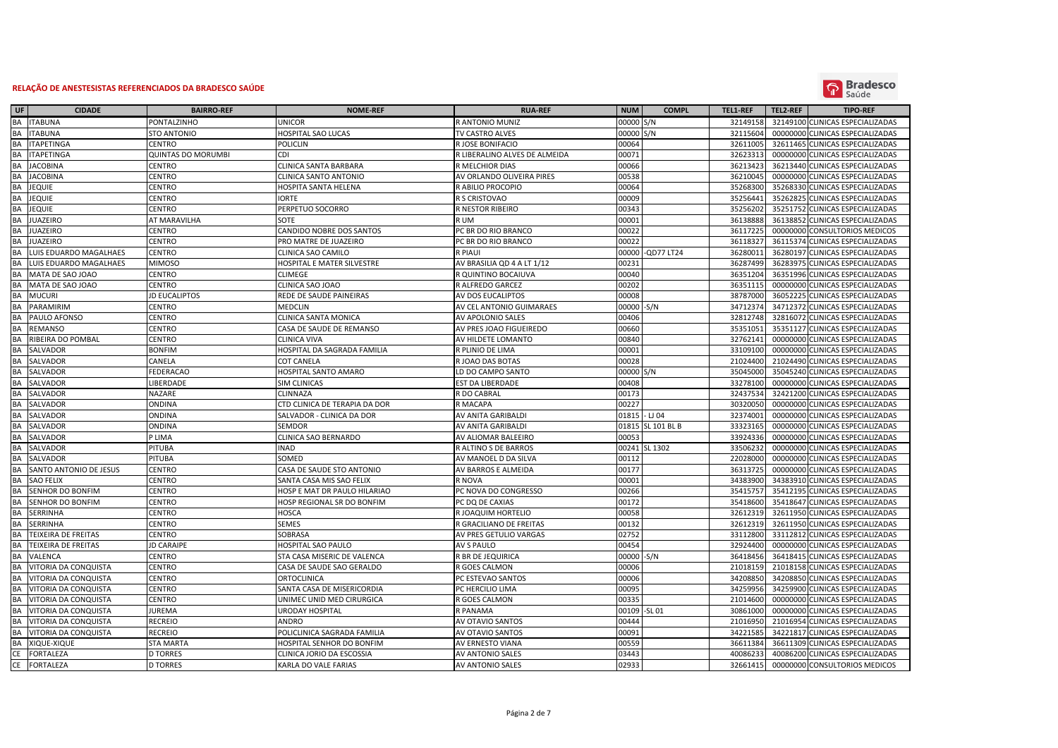**RELAÇÃO DE ANESTESISTAS REFERENCIADOS DA BRADESCO SAÚDE**

| UF | CIDADE | BAIRRO-REF | NOME-REF | RUA-REF | NUM | COMPL | TEL1-REF | TEL2-REF | TIPO-REF |
|---|---|---|---|---|---|---|---|---|---|
| BA | ITABUNA | PONTALZINHO | UNICOR | R ANTONIO MUNIZ | 00000 | S/N | 32149158 | 32149100 | CLINICAS ESPECIALIZADAS |
| BA | ITABUNA | STO ANTONIO | HOSPITAL SAO LUCAS | TV CASTRO ALVES | 00000 | S/N | 32115604 | 00000000 | CLINICAS ESPECIALIZADAS |
| BA | ITAPETINGA | CENTRO | POLICLIN | R JOSE BONIFACIO | 00064 | | 32611005 | 32611465 | CLINICAS ESPECIALIZADAS |
| BA | ITAPETINGA | QUINTAS DO MORUMBI | CDI | R LIBERALINO ALVES DE ALMEIDA | 00071 | | 32623313 | 00000000 | CLINICAS ESPECIALIZADAS |
| BA | JACOBINA | CENTRO | CLINICA SANTA BARBARA | R MELCHIOR DIAS | 00066 | | 36213423 | 36213440 | CLINICAS ESPECIALIZADAS |
| BA | JACOBINA | CENTRO | CLINICA SANTO ANTONIO | AV ORLANDO OLIVEIRA PIRES | 00538 | | 36210045 | 00000000 | CLINICAS ESPECIALIZADAS |
| BA | JEQUIE | CENTRO | HOSPITA SANTA HELENA | R ABILIO PROCOPIO | 00064 | | 35268300 | 35268330 | CLINICAS ESPECIALIZADAS |
| BA | JEQUIE | CENTRO | IORTE | R S CRISTOVAO | 00009 | | 35256441 | 35262825 | CLINICAS ESPECIALIZADAS |
| BA | JEQUIE | CENTRO | PERPETUO SOCORRO | R NESTOR RIBEIRO | 00343 | | 35256202 | 35251752 | CLINICAS ESPECIALIZADAS |
| BA | JUAZEIRO | AT MARAVILHA | SOTE | R UM | 00001 | | 36138888 | 36138852 | CLINICAS ESPECIALIZADAS |
| BA | JUAZEIRO | CENTRO | CANDIDO NOBRE DOS SANTOS | PC BR DO RIO BRANCO | 00022 | | 36117225 | 00000000 | CONSULTORIOS MEDICOS |
| BA | JUAZEIRO | CENTRO | PRO MATRE DE JUAZEIRO | PC BR DO RIO BRANCO | 00022 | | 36118327 | 36115374 | CLINICAS ESPECIALIZADAS |
| BA | LUIS EDUARDO MAGALHAES | CENTRO | CLINICA SAO CAMILO | R PIAUI | 00000 | -QD77 LT24 | 36280011 | 36280197 | CLINICAS ESPECIALIZADAS |
| BA | LUIS EDUARDO MAGALHAES | MIMOSO | HOSPITAL E MATER SILVESTRE | AV BRASILIA QD 4 A LT 1/12 | 00231 | | 36287499 | 36283975 | CLINICAS ESPECIALIZADAS |
| BA | MATA DE SAO JOAO | CENTRO | CLIMEGE | R QUINTINO BOCAIUVA | 00040 | | 36351204 | 36351996 | CLINICAS ESPECIALIZADAS |
| BA | MATA DE SAO JOAO | CENTRO | CLINICA SAO JOAO | R ALFREDO GARCEZ | 00202 | | 36351115 | 00000000 | CLINICAS ESPECIALIZADAS |
| BA | MUCURI | JD EUCALIPTOS | REDE DE SAUDE PAINEIRAS | AV DOS EUCALIPTOS | 00008 | | 38787000 | 36052225 | CLINICAS ESPECIALIZADAS |
| BA | PARAMIRIM | CENTRO | MEDCLIN | AV CEL ANTONIO GUIMARAES | 00000 | -S/N | 34712374 | 34712372 | CLINICAS ESPECIALIZADAS |
| BA | PAULO AFONSO | CENTRO | CLINICA SANTA MONICA | AV APOLONIO SALES | 00406 | | 32812748 | 32816072 | CLINICAS ESPECIALIZADAS |
| BA | REMANSO | CENTRO | CASA DE SAUDE DE REMANSO | AV PRES JOAO FIGUEIREDO | 00660 | | 35351051 | 35351127 | CLINICAS ESPECIALIZADAS |
| BA | RIBEIRA DO POMBAL | CENTRO | CLINICA VIVA | AV HILDETE LOMANTO | 00840 | | 32762141 | 00000000 | CLINICAS ESPECIALIZADAS |
| BA | SALVADOR | BONFIM | HOSPITAL DA SAGRADA FAMILIA | R PLINIO DE LIMA | 00001 | | 33109100 | 00000000 | CLINICAS ESPECIALIZADAS |
| BA | SALVADOR | CANELA | COT CANELA | R JOAO DAS BOTAS | 00028 | | 21024400 | 21024490 | CLINICAS ESPECIALIZADAS |
| BA | SALVADOR | FEDERACAO | HOSPITAL SANTO AMARO | LD DO CAMPO SANTO | 00000 | S/N | 35045000 | 35045240 | CLINICAS ESPECIALIZADAS |
| BA | SALVADOR | LIBERDADE | SIM CLINICAS | EST DA LIBERDADE | 00408 | | 33278100 | 00000000 | CLINICAS ESPECIALIZADAS |
| BA | SALVADOR | NAZARE | CLINNAZA | R DO CABRAL | 00173 | | 32437534 | 32421200 | CLINICAS ESPECIALIZADAS |
| BA | SALVADOR | ONDINA | CTD CLINICA DE TERAPIA DA DOR | R MACAPA | 00227 | | 30320050 | 00000000 | CLINICAS ESPECIALIZADAS |
| BA | SALVADOR | ONDINA | SALVADOR - CLINICA DA DOR | AV ANITA GARIBALDI | 01815 | - LJ 04 | 32374001 | 00000000 | CLINICAS ESPECIALIZADAS |
| BA | SALVADOR | ONDINA | SEMDOR | AV ANITA GARIBALDI | 01815 | SL 101 BL B | 33323165 | 00000000 | CLINICAS ESPECIALIZADAS |
| BA | SALVADOR | P LIMA | CLINICA SAO BERNARDO | AV ALIOMAR BALEEIRO | 00053 | | 33924336 | 00000000 | CLINICAS ESPECIALIZADAS |
| BA | SALVADOR | PITUBA | INAD | R ALTINO S DE BARROS | 00241 | SL 1302 | 33506232 | 00000000 | CLINICAS ESPECIALIZADAS |
| BA | SALVADOR | PITUBA | SOMED | AV MANOEL D DA SILVA | 00112 | | 22028000 | 00000000 | CLINICAS ESPECIALIZADAS |
| BA | SANTO ANTONIO DE JESUS | CENTRO | CASA DE SAUDE STO ANTONIO | AV BARROS E ALMEIDA | 00177 | | 36313725 | 00000000 | CLINICAS ESPECIALIZADAS |
| BA | SAO FELIX | CENTRO | SANTA CASA MIS SAO FELIX | R NOVA | 00001 | | 34383900 | 34383910 | CLINICAS ESPECIALIZADAS |
| BA | SENHOR DO BONFIM | CENTRO | HOSP E MAT DR PAULO HILARIAO | PC NOVA DO CONGRESSO | 00266 | | 35415757 | 35412195 | CLINICAS ESPECIALIZADAS |
| BA | SENHOR DO BONFIM | CENTRO | HOSP REGIONAL SR DO BONFIM | PC DQ DE CAXIAS | 00172 | | 35418600 | 35418647 | CLINICAS ESPECIALIZADAS |
| BA | SERRINHA | CENTRO | HOSCA | R JOAQUIM HORTELIO | 00058 | | 32612319 | 32611950 | CLINICAS ESPECIALIZADAS |
| BA | SERRINHA | CENTRO | SEMES | R GRACILIANO DE FREITAS | 00132 | | 32612319 | 32611950 | CLINICAS ESPECIALIZADAS |
| BA | TEIXEIRA DE FREITAS | CENTRO | SOBRASA | AV PRES GETULIO VARGAS | 02752 | | 33112800 | 33112812 | CLINICAS ESPECIALIZADAS |
| BA | TEIXEIRA DE FREITAS | JD CARAIPE | HOSPITAL SAO PAULO | AV S PAULO | 00454 | | 32924400 | 00000000 | CLINICAS ESPECIALIZADAS |
| BA | VALENCA | CENTRO | STA CASA MISERIC DE VALENCA | R BR DE JEQUIRICA | 00000 | -S/N | 36418456 | 36418415 | CLINICAS ESPECIALIZADAS |
| BA | VITORIA DA CONQUISTA | CENTRO | CASA DE SAUDE SAO GERALDO | R GOES CALMON | 00006 | | 21018159 | 21018158 | CLINICAS ESPECIALIZADAS |
| BA | VITORIA DA CONQUISTA | CENTRO | ORTOCLINICA | PC ESTEVAO SANTOS | 00006 | | 34208850 | 34208850 | CLINICAS ESPECIALIZADAS |
| BA | VITORIA DA CONQUISTA | CENTRO | SANTA CASA DE MISERICORDIA | PC HERCILIO LIMA | 00095 | | 34259956 | 34259900 | CLINICAS ESPECIALIZADAS |
| BA | VITORIA DA CONQUISTA | CENTRO | UNIMEC UNID MED CIRURGICA | R GOES CALMON | 00335 | | 21014600 | 00000000 | CLINICAS ESPECIALIZADAS |
| BA | VITORIA DA CONQUISTA | JUREMA | URODAY HOSPITAL | R PANAMA | 00109 | -SL 01 | 30861000 | 00000000 | CLINICAS ESPECIALIZADAS |
| BA | VITORIA DA CONQUISTA | RECREIO | ANDRO | AV OTAVIO SANTOS | 00444 | | 21016950 | 21016954 | CLINICAS ESPECIALIZADAS |
| BA | VITORIA DA CONQUISTA | RECREIO | POLICLINICA SAGRADA FAMILIA | AV OTAVIO SANTOS | 00091 | | 34221585 | 34221817 | CLINICAS ESPECIALIZADAS |
| BA | XIQUE-XIQUE | STA MARTA | HOSPITAL SENHOR DO BONFIM | AV ERNESTO VIANA | 00559 | | 36611384 | 36611309 | CLINICAS ESPECIALIZADAS |
| CE | FORTALEZA | D TORRES | CLINICA JORIO DA ESCOSSIA | AV ANTONIO SALES | 03443 | | 40086233 | 40086200 | CLINICAS ESPECIALIZADAS |
| CE | FORTALEZA | D TORRES | KARLA DO VALE FARIAS | AV ANTONIO SALES | 02933 | | 32661415 | 00000000 | CONSULTORIOS MEDICOS |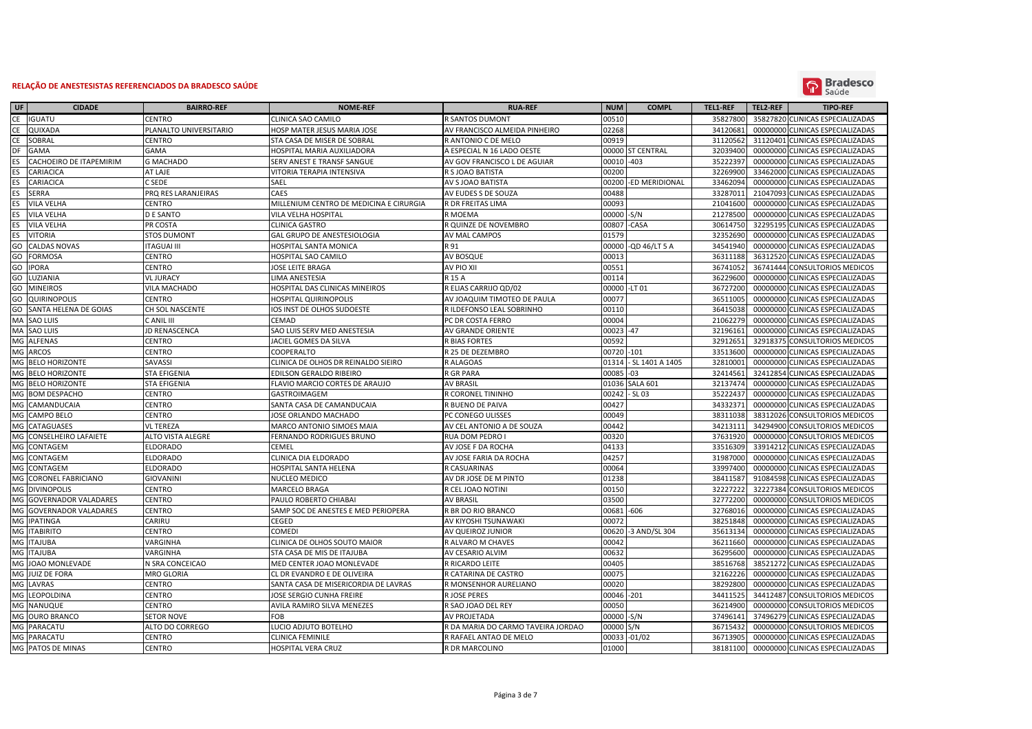## RELAÇÃO DE ANESTESISTAS REFERENCIADOS DA BRADESCO SAÚDE

| UF | CIDADE | BAIRRO-REF | NOME-REF | RUA-REF | NUM | COMPL | TEL1-REF | TEL2-REF | TIPO-REF |
|---|---|---|---|---|---|---|---|---|---|
| CE | IGUATU | CENTRO | CLINICA SAO CAMILO | R SANTOS DUMONT | 00510 | | 35827800 | 35827820 | CLINICAS ESPECIALIZADAS |
| CE | QUIXADA | PLANALTO UNIVERSITARIO | HOSP MATER JESUS MARIA JOSE | AV FRANCISCO ALMEIDA PINHEIRO | 02268 | | 34120681 | 00000000 | CLINICAS ESPECIALIZADAS |
| CE | SOBRAL | CENTRO | STA CASA DE MISER DE SOBRAL | R ANTONIO C DE MELO | 00919 | | 31120562 | 31120401 | CLINICAS ESPECIALIZADAS |
| DF | GAMA | GAMA | HOSPITAL MARIA AUXILIADORA | A ESPECIAL N 16 LADO OESTE | 00000 | ST CENTRAL | 32039400 | 00000000 | CLINICAS ESPECIALIZADAS |
| ES | CACHOEIRO DE ITAPEMIRIM | G MACHADO | SERV ANEST E TRANSF SANGUE | AV GOV FRANCISCO L DE AGUIAR | 00010 | -403 | 35222397 | 00000000 | CLINICAS ESPECIALIZADAS |
| ES | CARIACICA | AT LAJE | VITORIA TERAPIA INTENSIVA | R S JOAO BATISTA | 00200 | | 32269900 | 33462000 | CLINICAS ESPECIALIZADAS |
| ES | CARIACICA | C SEDE | SAEL | AV S JOAO BATISTA | 00200 | -ED MERIDIONAL | 33462094 | 00000000 | CLINICAS ESPECIALIZADAS |
| ES | SERRA | PRQ RES LARANJEIRAS | CAES | AV EUDES S DE SOUZA | 00488 | | 33287011 | 21047093 | CLINICAS ESPECIALIZADAS |
| ES | VILA VELHA | CENTRO | MILLENIUM CENTRO DE MEDICINA E CIRURGIA | R DR FREITAS LIMA | 00093 | | 21041600 | 00000000 | CLINICAS ESPECIALIZADAS |
| ES | VILA VELHA | D E SANTO | VILA VELHA HOSPITAL | R MOEMA | 00000 | -S/N | 21278500 | 00000000 | CLINICAS ESPECIALIZADAS |
| ES | VILA VELHA | PR COSTA | CLINICA GASTRO | R QUINZE DE NOVEMBRO | 00807 | -CASA | 30614750 | 32295195 | CLINICAS ESPECIALIZADAS |
| ES | VITORIA | STOS DUMONT | GAL GRUPO DE ANESTESIOLOGIA | AV MAL CAMPOS | 01579 | | 32352690 | 00000000 | CLINICAS ESPECIALIZADAS |
| GO | CALDAS NOVAS | ITAGUAI III | HOSPITAL SANTA MONICA | R 91 | 00000 | -QD 46/LT 5 A | 34541940 | 00000000 | CLINICAS ESPECIALIZADAS |
| GO | FORMOSA | CENTRO | HOSPITAL SAO CAMILO | AV BOSQUE | 00013 | | 36311188 | 36312520 | CLINICAS ESPECIALIZADAS |
| GO | IPORA | CENTRO | JOSE LEITE BRAGA | AV PIO XII | 00551 | | 36741052 | 36741444 | CONSULTORIOS MEDICOS |
| GO | LUZIANIA | VL JURACY | LIMA ANESTESIA | R 15 A | 00114 | | 36229600 | 00000000 | CLINICAS ESPECIALIZADAS |
| GO | MINEIROS | VILA MACHADO | HOSPITAL DAS CLINICAS MINEIROS | R ELIAS CARRIJO QD/02 | 00000 | -LT 01 | 36727200 | 00000000 | CLINICAS ESPECIALIZADAS |
| GO | QUIRINOPOLIS | CENTRO | HOSPITAL QUIRINOPOLIS | AV JOAQUIM TIMOTEO DE PAULA | 00077 | | 36511005 | 00000000 | CLINICAS ESPECIALIZADAS |
| GO | SANTA HELENA DE GOIAS | CH SOL NASCENTE | IOS INST DE OLHOS SUDOESTE | R ILDEFONSO LEAL SOBRINHO | 00110 | | 36415038 | 00000000 | CLINICAS ESPECIALIZADAS |
| MA | SAO LUIS | C ANIL III | CEMAD | PC DR COSTA FERRO | 00004 | | 21062279 | 00000000 | CLINICAS ESPECIALIZADAS |
| MA | SAO LUIS | JD RENASCENCA | SAO LUIS SERV MED ANESTESIA | AV GRANDE ORIENTE | 00023 | -47 | 32196161 | 00000000 | CLINICAS ESPECIALIZADAS |
| MG | ALFENAS | CENTRO | JACIEL GOMES DA SILVA | R BIAS FORTES | 00592 | | 32912651 | 32918375 | CONSULTORIOS MEDICOS |
| MG | ARCOS | CENTRO | COOPERALTO | R 25 DE DEZEMBRO | 00720 | -101 | 33513600 | 00000000 | CLINICAS ESPECIALIZADAS |
| MG | BELO HORIZONTE | SAVASSI | CLINICA DE OLHOS DR REINALDO SIEIRO | R ALAGOAS | 01314 | - SL 1401 A 1405 | 32810001 | 00000000 | CLINICAS ESPECIALIZADAS |
| MG | BELO HORIZONTE | STA EFIGENIA | EDILSON GERALDO RIBEIRO | R GR PARA | 00085 | -03 | 32414561 | 32412854 | CLINICAS ESPECIALIZADAS |
| MG | BELO HORIZONTE | STA EFIGENIA | FLAVIO MARCIO CORTES DE ARAUJO | AV BRASIL | 01036 | SALA 601 | 32137474 | 00000000 | CLINICAS ESPECIALIZADAS |
| MG | BOM DESPACHO | CENTRO | GASTROIMAGEM | R CORONEL TININHO | 00242 | - SL 03 | 35222437 | 00000000 | CLINICAS ESPECIALIZADAS |
| MG | CAMANDUCAIA | CENTRO | SANTA CASA DE CAMANDUCAIA | R BUENO DE PAIVA | 00427 | | 34332371 | 00000000 | CLINICAS ESPECIALIZADAS |
| MG | CAMPO BELO | CENTRO | JOSE ORLANDO MACHADO | PC CONEGO ULISSES | 00049 | | 38311038 | 38312026 | CONSULTORIOS MEDICOS |
| MG | CATAGUASES | VL TEREZA | MARCO ANTONIO SIMOES MAIA | AV CEL ANTONIO A DE SOUZA | 00442 | | 34213111 | 34294900 | CONSULTORIOS MEDICOS |
| MG | CONSELHEIRO LAFAIETE | ALTO VISTA ALEGRE | FERNANDO RODRIGUES BRUNO | RUA DOM PEDRO I | 00320 | | 37631920 | 00000000 | CONSULTORIOS MEDICOS |
| MG | CONTAGEM | ELDORADO | CEMEL | AV JOSE F DA ROCHA | 04133 | | 33516309 | 33914212 | CLINICAS ESPECIALIZADAS |
| MG | CONTAGEM | ELDORADO | CLINICA DIA ELDORADO | AV JOSE FARIA DA ROCHA | 04257 | | 31987000 | 00000000 | CLINICAS ESPECIALIZADAS |
| MG | CONTAGEM | ELDORADO | HOSPITAL SANTA HELENA | R CASUARINAS | 00064 | | 33997400 | 00000000 | CLINICAS ESPECIALIZADAS |
| MG | CORONEL FABRICIANO | GIOVANINI | NUCLEO MEDICO | AV DR JOSE DE M PINTO | 01238 | | 38411587 | 91084598 | CLINICAS ESPECIALIZADAS |
| MG | DIVINOPOLIS | CENTRO | MARCELO BRAGA | R CEL JOAO NOTINI | 00150 | | 32227222 | 32227384 | CONSULTORIOS MEDICOS |
| MG | GOVERNADOR VALADARES | CENTRO | PAULO ROBERTO CHIABAI | AV BRASIL | 03500 | | 32772200 | 00000000 | CONSULTORIOS MEDICOS |
| MG | GOVERNADOR VALADARES | CENTRO | SAMP SOC DE ANESTES E MED PERIOPERA | R BR DO RIO BRANCO | 00681 | -606 | 32768016 | 00000000 | CLINICAS ESPECIALIZADAS |
| MG | IPATINGA | CARIRU | CEGED | AV KIYOSHI TSUNAWAKI | 00072 | | 38251848 | 00000000 | CLINICAS ESPECIALIZADAS |
| MG | ITABIRITO | CENTRO | COMEDI | AV QUEIROZ JUNIOR | 00620 | -3 AND/SL 304 | 35613134 | 00000000 | CLINICAS ESPECIALIZADAS |
| MG | ITAJUBA | VARGINHA | CLINICA DE OLHOS SOUTO MAIOR | R ALVARO M CHAVES | 00042 | | 36211660 | 00000000 | CLINICAS ESPECIALIZADAS |
| MG | ITAJUBA | VARGINHA | STA CASA DE MIS DE ITAJUBA | AV CESARIO ALVIM | 00632 | | 36295600 | 00000000 | CLINICAS ESPECIALIZADAS |
| MG | JOAO MONLEVADE | N SRA CONCEICAO | MED CENTER JOAO MONLEVADE | R RICARDO LEITE | 00405 | | 38516768 | 38521272 | CLINICAS ESPECIALIZADAS |
| MG | JUIZ DE FORA | MRO GLORIA | CL DR EVANDRO E DE OLIVEIRA | R CATARINA DE CASTRO | 00075 | | 32162226 | 00000000 | CLINICAS ESPECIALIZADAS |
| MG | LAVRAS | CENTRO | SANTA CASA DE MISERICORDIA DE LAVRAS | R MONSENHOR AURELIANO | 00020 | | 38292800 | 00000000 | CLINICAS ESPECIALIZADAS |
| MG | LEOPOLDINA | CENTRO | JOSE SERGIO CUNHA FREIRE | R JOSE PERES | 00046 | -201 | 34411525 | 34412487 | CONSULTORIOS MEDICOS |
| MG | NANUQUE | CENTRO | AVILA RAMIRO SILVA MENEZES | R SAO JOAO DEL REY | 00050 | | 36214900 | 00000000 | CONSULTORIOS MEDICOS |
| MG | OURO BRANCO | SETOR NOVE | FOB | AV PROJETADA | 00000 | -S/N | 37496141 | 37496279 | CLINICAS ESPECIALIZADAS |
| MG | PARACATU | ALTO DO CORREGO | LUCIO ADJUTO BOTELHO | R DA MARIA DO CARMO TAVEIRA JORDAO | 00000 | S/N | 36715432 | 00000000 | CONSULTORIOS MEDICOS |
| MG | PARACATU | CENTRO | CLINICA FEMINILE | R RAFAEL ANTAO DE MELO | 00033 | -01/02 | 36713905 | 00000000 | CLINICAS ESPECIALIZADAS |
| MG | PATOS DE MINAS | CENTRO | HOSPITAL VERA CRUZ | R DR MARCOLINO | 01000 | | 38181100 | 00000000 | CLINICAS ESPECIALIZADAS |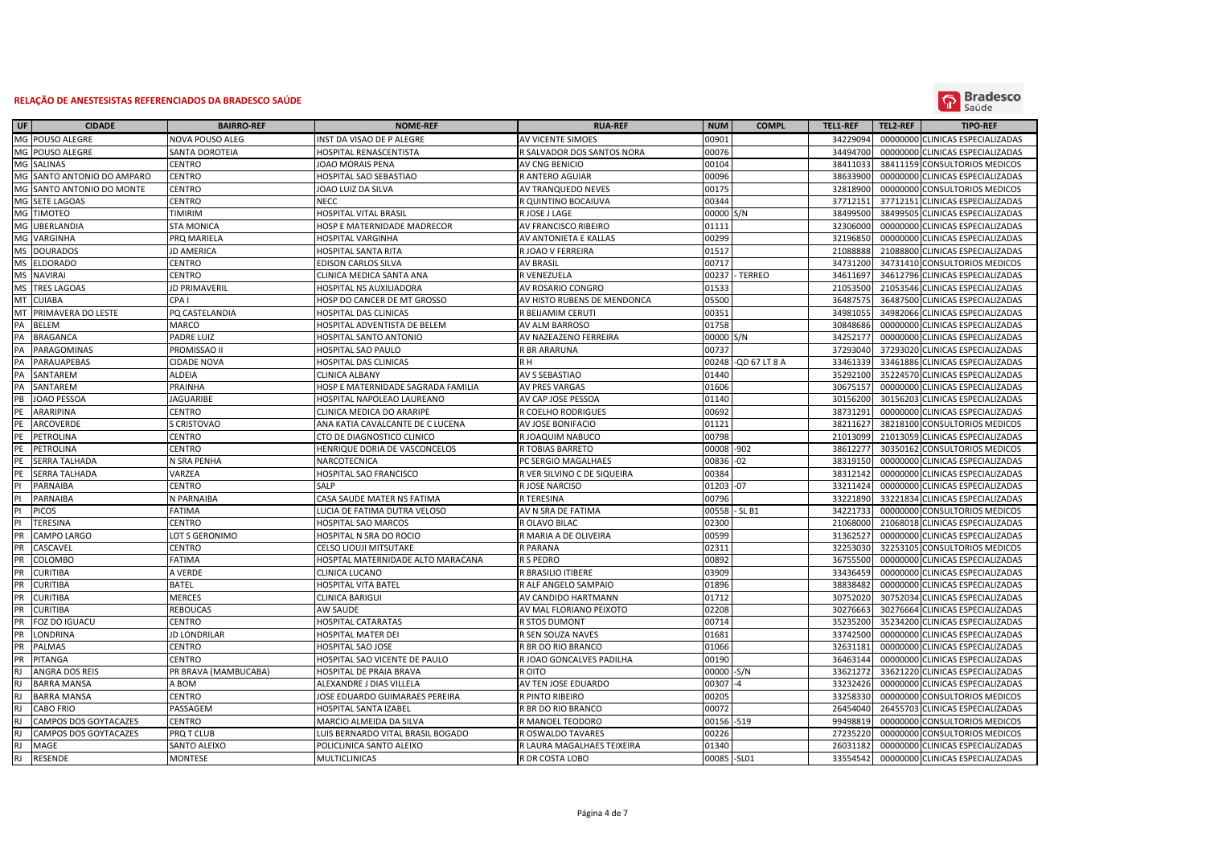## RELAÇÃO DE ANESTESISTAS REFERENCIADOS DA BRADESCO SAÚDE

| UF | CIDADE | BAIRRO-REF | NOME-REF | RUA-REF | NUM | COMPL | TEL1-REF | TEL2-REF | TIPO-REF |
|---|---|---|---|---|---|---|---|---|---|
| MG | POUSO ALEGRE | NOVA POUSO ALEG | INST DA VISAO DE P ALEGRE | AV VICENTE SIMOES | 00901 | | 34229094 | 00000000 | CLINICAS ESPECIALIZADAS |
| MG | POUSO ALEGRE | SANTA DOROTEIA | HOSPITAL RENASCENTISTA | R SALVADOR DOS SANTOS NORA | 00076 | | 34494700 | 00000000 | CLINICAS ESPECIALIZADAS |
| MG | SALINAS | CENTRO | JOAO MORAIS PENA | AV CNG BENICIO | 00104 | | 38411033 | 38411159 | CONSULTORIOS MEDICOS |
| MG | SANTO ANTONIO DO AMPARO | CENTRO | HOSPITAL SAO SEBASTIAO | R ANTERO AGUIAR | 00096 | | 38633900 | 00000000 | CLINICAS ESPECIALIZADAS |
| MG | SANTO ANTONIO DO MONTE | CENTRO | JOAO LUIZ DA SILVA | AV TRANQUEDO NEVES | 00175 | | 32818900 | 00000000 | CONSULTORIOS MEDICOS |
| MG | SETE LAGOAS | CENTRO | NECC | R QUINTINO BOCAIUVA | 00344 | | 37712151 | 37712151 | CLINICAS ESPECIALIZADAS |
| MG | TIMOTEO | TIMIRIM | HOSPITAL VITAL BRASIL | R JOSE J LAGE | 00000 | S/N | 38499500 | 38499505 | CLINICAS ESPECIALIZADAS |
| MG | UBERLANDIA | STA MONICA | HOSP E MATERNIDADE MADRECOR | AV FRANCISCO RIBEIRO | 01111 | | 32306000 | 00000000 | CLINICAS ESPECIALIZADAS |
| MG | VARGINHA | PRQ MARIELA | HOSPITAL VARGINHA | AV ANTONIETA E KALLAS | 00299 | | 32196850 | 00000000 | CLINICAS ESPECIALIZADAS |
| MS | DOURADOS | JD AMERICA | HOSPITAL SANTA RITA | R JOAO V FERREIRA | 01517 | | 21088888 | 21088800 | CLINICAS ESPECIALIZADAS |
| MS | ELDORADO | CENTRO | EDISON CARLOS SILVA | AV BRASIL | 00717 | | 34731200 | 34731410 | CONSULTORIOS MEDICOS |
| MS | NAVIRAI | CENTRO | CLINICA MEDICA SANTA ANA | R VENEZUELA | 00237 | - TERREO | 34611697 | 34612796 | CLINICAS ESPECIALIZADAS |
| MS | TRES LAGOAS | JD PRIMAVERIL | HOSPITAL NS AUXILIADORA | AV ROSARIO CONGRO | 01533 | | 21053500 | 21053546 | CLINICAS ESPECIALIZADAS |
| MT | CUIABA | CPA I | HOSP DO CANCER DE MT GROSSO | AV HISTO RUBENS DE MENDONCA | 05500 | | 36487575 | 36487500 | CLINICAS ESPECIALIZADAS |
| MT | PRIMAVERA DO LESTE | PQ CASTELANDIA | HOSPITAL DAS CLINICAS | R BEIJAMIM CERUTI | 00351 | | 34981055 | 34982066 | CLINICAS ESPECIALIZADAS |
| PA | BELEM | MARCO | HOSPITAL ADVENTISTA DE BELEM | AV ALM BARROSO | 01758 | | 30848686 | 00000000 | CLINICAS ESPECIALIZADAS |
| PA | BRAGANCA | PADRE LUIZ | HOSPITAL SANTO ANTONIO | AV NAZEAZENO FERREIRA | 00000 | S/N | 34252177 | 00000000 | CLINICAS ESPECIALIZADAS |
| PA | PARAGOMINAS | PROMISSAO II | HOSPITAL SAO PAULO | R BR ARARUNA | 00737 | | 37293040 | 37293020 | CLINICAS ESPECIALIZADAS |
| PA | PARAUAPEBAS | CIDADE NOVA | HOSPITAL DAS CLINICAS | R H | 00248 | -QD 67 LT 8 A | 33461339 | 33461886 | CLINICAS ESPECIALIZADAS |
| PA | SANTAREM | ALDEIA | CLINICA ALBANY | AV S SEBASTIAO | 01440 | | 35292100 | 35224570 | CLINICAS ESPECIALIZADAS |
| PA | SANTAREM | PRAINHA | HOSP E MATERNIDADE SAGRADA FAMILIA | AV PRES VARGAS | 01606 | | 30675157 | 00000000 | CLINICAS ESPECIALIZADAS |
| PB | JOAO PESSOA | JAGUARIBE | HOSPITAL NAPOLEAO LAUREANO | AV CAP JOSE PESSOA | 01140 | | 30156200 | 30156203 | CLINICAS ESPECIALIZADAS |
| PE | ARARIPINA | CENTRO | CLINICA MEDICA DO ARARIPE | R COELHO RODRIGUES | 00692 | | 38731291 | 00000000 | CLINICAS ESPECIALIZADAS |
| PE | ARCOVERDE | S CRISTOVAO | ANA KATIA CAVALCANTE DE C LUCENA | AV JOSE BONIFACIO | 01121 | | 38211627 | 38218100 | CONSULTORIOS MEDICOS |
| PE | PETROLINA | CENTRO | CTO DE DIAGNOSTICO CLINICO | R JOAQUIM NABUCO | 00798 | | 21013099 | 21013059 | CLINICAS ESPECIALIZADAS |
| PE | PETROLINA | CENTRO | HENRIQUE DORIA DE VASCONCELOS | R TOBIAS BARRETO | 00008 | -902 | 38612277 | 30350162 | CONSULTORIOS MEDICOS |
| PE | SERRA TALHADA | N SRA PENHA | NARCOTECNICA | PC SERGIO MAGALHAES | 00836 | -02 | 38319150 | 00000000 | CLINICAS ESPECIALIZADAS |
| PE | SERRA TALHADA | VARZEA | HOSPITAL SAO FRANCISCO | R VER SILVINO C DE SIQUEIRA | 00384 | | 38312142 | 00000000 | CLINICAS ESPECIALIZADAS |
| PI | PARNAIBA | CENTRO | SALP | R JOSE NARCISO | 01203 | -07 | 33211424 | 00000000 | CLINICAS ESPECIALIZADAS |
| PI | PARNAIBA | N PARNAIBA | CASA SAUDE MATER NS FATIMA | R TERESINA | 00796 | | 33221890 | 33221834 | CLINICAS ESPECIALIZADAS |
| PI | PICOS | FATIMA | LUCIA DE FATIMA DUTRA VELOSO | AV N SRA DE FATIMA | 00558 | - SL B1 | 34221733 | 00000000 | CONSULTORIOS MEDICOS |
| PI | TERESINA | CENTRO | HOSPITAL SAO MARCOS | R OLAVO BILAC | 02300 | | 21068000 | 21068018 | CLINICAS ESPECIALIZADAS |
| PR | CAMPO LARGO | LOT S GERONIMO | HOSPITAL N SRA DO ROCIO | R MARIA A DE OLIVEIRA | 00599 | | 31362527 | 00000000 | CLINICAS ESPECIALIZADAS |
| PR | CASCAVEL | CENTRO | CELSO LIOUJI MITSUTAKE | R PARANA | 02311 | | 32253030 | 32253105 | CONSULTORIOS MEDICOS |
| PR | COLOMBO | FATIMA | HOSPTAL MATERNIDADE ALTO MARACANA | R S PEDRO | 00892 | | 36755500 | 00000000 | CLINICAS ESPECIALIZADAS |
| PR | CURITIBA | A VERDE | CLINICA LUCANO | R BRASILIO ITIBERE | 03909 | | 33436459 | 00000000 | CLINICAS ESPECIALIZADAS |
| PR | CURITIBA | BATEL | HOSPITAL VITA BATEL | R ALF ANGELO SAMPAIO | 01896 | | 38838482 | 00000000 | CLINICAS ESPECIALIZADAS |
| PR | CURITIBA | MERCES | CLINICA BARIGUI | AV CANDIDO HARTMANN | 01712 | | 30752020 | 30752034 | CLINICAS ESPECIALIZADAS |
| PR | CURITIBA | REBOUCAS | AW SAUDE | AV MAL FLORIANO PEIXOTO | 02208 | | 30276663 | 30276664 | CLINICAS ESPECIALIZADAS |
| PR | FOZ DO IGUACU | CENTRO | HOSPITAL CATARATAS | R STOS DUMONT | 00714 | | 35235200 | 35234200 | CLINICAS ESPECIALIZADAS |
| PR | LONDRINA | JD LONDRILAR | HOSPITAL MATER DEI | R SEN SOUZA NAVES | 01681 | | 33742500 | 00000000 | CLINICAS ESPECIALIZADAS |
| PR | PALMAS | CENTRO | HOSPITAL SAO JOSE | R BR DO RIO BRANCO | 01066 | | 32631181 | 00000000 | CLINICAS ESPECIALIZADAS |
| PR | PITANGA | CENTRO | HOSPITAL SAO VICENTE DE PAULO | R JOAO GONCALVES PADILHA | 00190 | | 36463144 | 00000000 | CLINICAS ESPECIALIZADAS |
| RJ | ANGRA DOS REIS | PR BRAVA (MAMBUCABA) | HOSPITAL DE PRAIA BRAVA | R OITO | 00000 | -S/N | 33621272 | 33621220 | CLINICAS ESPECIALIZADAS |
| RJ | BARRA MANSA | A BOM | ALEXANDRE J DIAS VILLELA | AV TEN JOSE EDUARDO | 00307 | -4 | 33232426 | 00000000 | CLINICAS ESPECIALIZADAS |
| RJ | BARRA MANSA | CENTRO | JOSE EDUARDO GUIMARAES PEREIRA | R PINTO RIBEIRO | 00205 | | 33258330 | 00000000 | CONSULTORIOS MEDICOS |
| RJ | CABO FRIO | PASSAGEM | HOSPITAL SANTA IZABEL | R BR DO RIO BRANCO | 00072 | | 26454040 | 26455703 | CLINICAS ESPECIALIZADAS |
| RJ | CAMPOS DOS GOYTACAZES | CENTRO | MARCIO ALMEIDA DA SILVA | R MANOEL TEODORO | 00156 | -519 | 99498819 | 00000000 | CONSULTORIOS MEDICOS |
| RJ | CAMPOS DOS GOYTACAZES | PRQ T CLUB | LUIS BERNARDO VITAL BRASIL BOGADO | R OSWALDO TAVARES | 00226 | | 27235220 | 00000000 | CONSULTORIOS MEDICOS |
| RJ | MAGE | SANTO ALEIXO | POLICLINICA SANTO ALEIXO | R LAURA MAGALHAES TEIXEIRA | 01340 | | 26031182 | 00000000 | CLINICAS ESPECIALIZADAS |
| RJ | RESENDE | MONTESE | MULTICLINICAS | R DR COSTA LOBO | 00085 | -SL01 | 33554542 | 00000000 | CLINICAS ESPECIALIZADAS |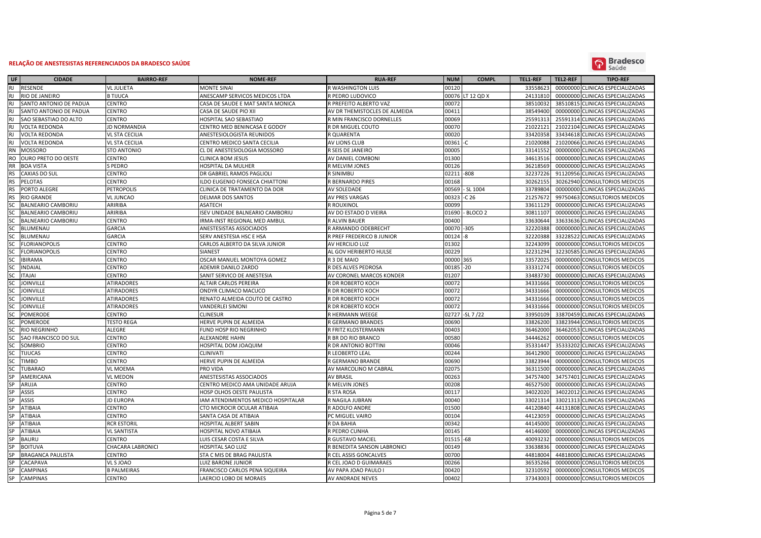# RELAÇÃO DE ANESTESISTAS REFERENCIADOS DA BRADESCO SAÚDE

| UF | CIDADE | BAIRRO-REF | NOME-REF | RUA-REF | NUM | COMPL | TEL1-REF | TEL2-REF | TIPO-REF |
|---|---|---|---|---|---|---|---|---|---|
| RJ | RESENDE | VL JULIETA | MONTE SINAI | R WASHINGTON LUIS | 00120 | | 33558623 | 00000000 | CLINICAS ESPECIALIZADAS |
| RJ | RIO DE JANEIRO | B TIJUCA | ANESCAMP SERVICOS MEDICOS LTDA | R PEDRO LUDOVICO | 00076 | LT 12 QD X | 24131810 | 00000000 | CLINICAS ESPECIALIZADAS |
| RJ | SANTO ANTONIO DE PADUA | CENTRO | CASA DE SAUDE E MAT SANTA MONICA | R PREFEITO ALBERTO VAZ | 00072 | | 38510032 | 38510815 | CLINICAS ESPECIALIZADAS |
| RJ | SANTO ANTONIO DE PADUA | CENTRO | CASA DE SAUDE PIO XII | AV DR THEMISTOCLES DE ALMEIDA | 00411 | | 38549400 | 00000000 | CLINICAS ESPECIALIZADAS |
| RJ | SAO SEBASTIAO DO ALTO | CENTRO | HOSPITAL SAO SEBASTIAO | R MIN FRANCISCO DORNELLES | 00069 | | 25591313 | 25591314 | CLINICAS ESPECIALIZADAS |
| RJ | VOLTA REDONDA | JD NORMANDIA | CENTRO MEDICO BENINCASA E GODOY | R DR MIGUEL COUTO | 00070 | | 21022121 | 21022104 | CLINICAS ESPECIALIZADAS |
| RJ | VOLTA REDONDA | VL STA CECILIA | ANESTESIOLOGISTA REUNIDOS | R QUARENTA | 00020 | | 33420358 | 33434618 | CLINICAS ESPECIALIZADAS |
| RJ | VOLTA REDONDA | VL STA CECILIA | CENTRO MEDICO SANTA CECILIA | AV LIONS CLUB | 00361 | -C | 21020088 | 21020066 | CLINICAS ESPECIALIZADAS |
| RN | MOSSORO | STO ANTONIO | CL DE ANESTESIOLOGIA MOSSORO | R SEIS DE JANEIRO | 00005 | | 33141552 | 00000000 | CLINICAS ESPECIALIZADAS |
| RO | OURO PRETO DO OESTE | CENTRO | CLINICA BOM JESUS | AV DANIEL COMBONI | 01300 | | 34613516 | 00000000 | CLINICAS ESPECIALIZADAS |
| RR | BOA VISTA | S PEDRO | HOSPITAL DA MULHER | R MELVIM JONES | 00126 | | 36218569 | 00000000 | CLINICAS ESPECIALIZADAS |
| RS | CAXIAS DO SUL | CENTRO | DR GABRIEL RAMOS PAGLIOLI | R SINIMBU | 02211 | -808 | 32237226 | 91120956 | CLINICAS ESPECIALIZADAS |
| RS | PELOTAS | CENTRO | ILDO EUGENIO FONSECA CHIATTONI | R BERNARDO PIRES | 00168 | | 30262155 | 30262940 | CONSULTORIOS MEDICOS |
| RS | PORTO ALEGRE | PETROPOLIS | CLINICA DE TRATAMENTO DA DOR | AV SOLEDADE | 00569 | - SL 1004 | 33789804 | 00000000 | CLINICAS ESPECIALIZADAS |
| RS | RIO GRANDE | VL JUNCAO | DELMAR DOS SANTOS | AV PRES VARGAS | 00323 | -C 26 | 21257672 | 99750463 | CONSULTORIOS MEDICOS |
| SC | BALNEARIO CAMBORIU | ARIRIBA | ASATECH | R ROUXINOL | 00099 | | 33611129 | 00000000 | CLINICAS ESPECIALIZADAS |
| SC | BALNEARIO CAMBORIU | ARIRIBA | ISEV UNIDADE BALNEARIO CAMBORIU | AV DO ESTADO D VIEIRA | 01690 | - BLOCO 2 | 30811107 | 00000000 | CLINICAS ESPECIALIZADAS |
| SC | BALNEARIO CAMBORIU | CENTRO | IRMA-INST REGIONAL MED AMBUL | R ALVIN BAUER | 00400 | | 33630644 | 33633636 | CLINICAS ESPECIALIZADAS |
| SC | BLUMENAU | GARCIA | ANESTESISTAS ASSOCIADOS | R ARMANDO ODEBRECHT | 00070 | -305 | 32220388 | 00000000 | CLINICAS ESPECIALIZADAS |
| SC | BLUMENAU | GARCIA | SERV ANESTESIA HSC E HSA | R PREF FREDERICO B JUNIOR | 00124 | -8 | 32220388 | 33228522 | CLINICAS ESPECIALIZADAS |
| SC | FLORIANOPOLIS | CENTRO | CARLOS ALBERTO DA SILVA JUNIOR | AV HERCILIO LUZ | 01302 | | 32243099 | 00000000 | CONSULTORIOS MEDICOS |
| SC | FLORIANOPOLIS | CENTRO | SIANEST | AL GOV HERIBERTO HULSE | 00229 | | 32231294 | 32230585 | CLINICAS ESPECIALIZADAS |
| SC | IBIRAMA | CENTRO | OSCAR MANUEL MONTOYA GOMEZ | R 3 DE MAIO | 00000 | 365 | 33572025 | 00000000 | CONSULTORIOS MEDICOS |
| SC | INDAIAL | CENTRO | ADEMIR DANILO ZARDO | R DES ALVES PEDROSA | 00185 | -20 | 33331274 | 00000000 | CONSULTORIOS MEDICOS |
| SC | ITAJAI | CENTRO | SANIT SERVICO DE ANESTESIA | AV CORONEL MARCOS KONDER | 01207 | | 33483730 | 00000000 | CLINICAS ESPECIALIZADAS |
| SC | JOINVILLE | ATIRADORES | ALTAIR CARLOS PEREIRA | R DR ROBERTO KOCH | 00072 | | 34331666 | 00000000 | CONSULTORIOS MEDICOS |
| SC | JOINVILLE | ATIRADORES | ONDYR CLIMACO MACUCO | R DR ROBERTO KOCH | 00072 | | 34331666 | 00000000 | CONSULTORIOS MEDICOS |
| SC | JOINVILLE | ATIRADORES | RENATO ALMEIDA COUTO DE CASTRO | R DR ROBERTO KOCH | 00072 | | 34331666 | 00000000 | CONSULTORIOS MEDICOS |
| SC | JOINVILLE | ATIRADORES | VANDERLEI SIMONI | R DR ROBERTO KOCH | 00072 | | 34331666 | 00000000 | CONSULTORIOS MEDICOS |
| SC | POMERODE | CENTRO | CLINESUR | R HERMANN WEEGE | 02727 | -SL 7 /22 | 33950109 | 33870459 | CLINICAS ESPECIALIZADAS |
| SC | POMERODE | TESTO REGA | HERVE PUPIN DE ALMEIDA | R GERMANO BRANDES | 00690 | | 33826200 | 33823944 | CONSULTORIOS MEDICOS |
| SC | RIO NEGRINHO | ALEGRE | FUND HOSP RIO NEGRINHO | R FRITZ KLOSTERMANN | 00403 | | 36462000 | 36462053 | CLINICAS ESPECIALIZADAS |
| SC | SAO FRANCISCO DO SUL | CENTRO | ALEXANDRE HAHN | R BR DO RIO BRANCO | 00580 | | 34446262 | 00000000 | CONSULTORIOS MEDICOS |
| SC | SOMBRIO | CENTRO | HOSPITAL DOM JOAQUIM | R DR ANTONIO BOTTINI | 00046 | | 35331447 | 35333202 | CLINICAS ESPECIALIZADAS |
| SC | TIJUCAS | CENTRO | CLINIVATI | R LEOBERTO LEAL | 00244 | | 36412900 | 00000000 | CLINICAS ESPECIALIZADAS |
| SC | TIMBO | CENTRO | HERVE PUPIN DE ALMEIDA | R GERMANO BRANDE | 00690 | | 33823944 | 00000000 | CONSULTORIOS MEDICOS |
| SC | TUBARAO | VL MOEMA | PRO VIDA | AV MARCOLINO M CABRAL | 02075 | | 36311500 | 00000000 | CLINICAS ESPECIALIZADAS |
| SP | AMERICANA | VL MEDON | ANESTESISTAS ASSOCIADOS | AV BRASIL | 00263 | | 34757400 | 34757401 | CLINICAS ESPECIALIZADAS |
| SP | ARUJA | CENTRO | CENTRO MEDICO AMA UNIDADE ARUJA | R MELVIN JONES | 00208 | | 46527500 | 00000000 | CLINICAS ESPECIALIZADAS |
| SP | ASSIS | CENTRO | HOSP OLHOS OESTE PAULISTA | R STA ROSA | 00117 | | 34022020 | 34022012 | CLINICAS ESPECIALIZADAS |
| SP | ASSIS | JD EUROPA | IAM ATENDIMENTOS MEDICO HOSPITALAR | R NAGILA JUBRAN | 00040 | | 33021314 | 33021313 | CLINICAS ESPECIALIZADAS |
| SP | ATIBAIA | CENTRO | CTO MICROCIR OCULAR ATIBAIA | R ADOLFO ANDRE | 01500 | | 44120840 | 44131808 | CLINICAS ESPECIALIZADAS |
| SP | ATIBAIA | CENTRO | SANTA CASA DE ATIBAIA | PC MIGUEL VAIRO | 00104 | | 44123059 | 00000000 | CLINICAS ESPECIALIZADAS |
| SP | ATIBAIA | RCR ESTORIL | HOSPITAL ALBERT SABIN | R DA BAHIA | 00342 | | 44145000 | 00000000 | CLINICAS ESPECIALIZADAS |
| SP | ATIBAIA | VL SANTISTA | HOSPITAL NOVO ATIBAIA | R PEDRO CUNHA | 00145 | | 44146000 | 00000000 | CLINICAS ESPECIALIZADAS |
| SP | BAURU | CENTRO | LUIS CESAR COSTA E SILVA | R GUSTAVO MACIEL | 01515 | -68 | 40093232 | 00000000 | CONSULTORIOS MEDICOS |
| SP | BOITUVA | CHACARA LABRONICI | HOSPITAL SAO LUIZ | R BENEDITA SANSON LABRONICI | 00149 | | 33638836 | 00000000 | CLINICAS ESPECIALIZADAS |
| SP | BRAGANCA PAULISTA | CENTRO | STA C MIS DE BRAG PAULISTA | R CEL ASSIS GONCALVES | 00700 | | 44818004 | 44818000 | CLINICAS ESPECIALIZADAS |
| SP | CACAPAVA | VL S JOAO | LUIZ BARONE JUNIOR | R CEL JOAO D GUIMARAES | 00266 | | 36535266 | 00000000 | CONSULTORIOS MEDICOS |
| SP | CAMPINAS | B PALMEIRAS | FRANCISCO CARLOS PENA SIQUEIRA | AV PAPA JOAO PAULO I | 00420 | | 32310592 | 00000000 | CONSULTORIOS MEDICOS |
| SP | CAMPINAS | CENTRO | LAERCIO LOBO DE MORAES | AV ANDRADE NEVES | 00402 | | 37343003 | 00000000 | CONSULTORIOS MEDICOS |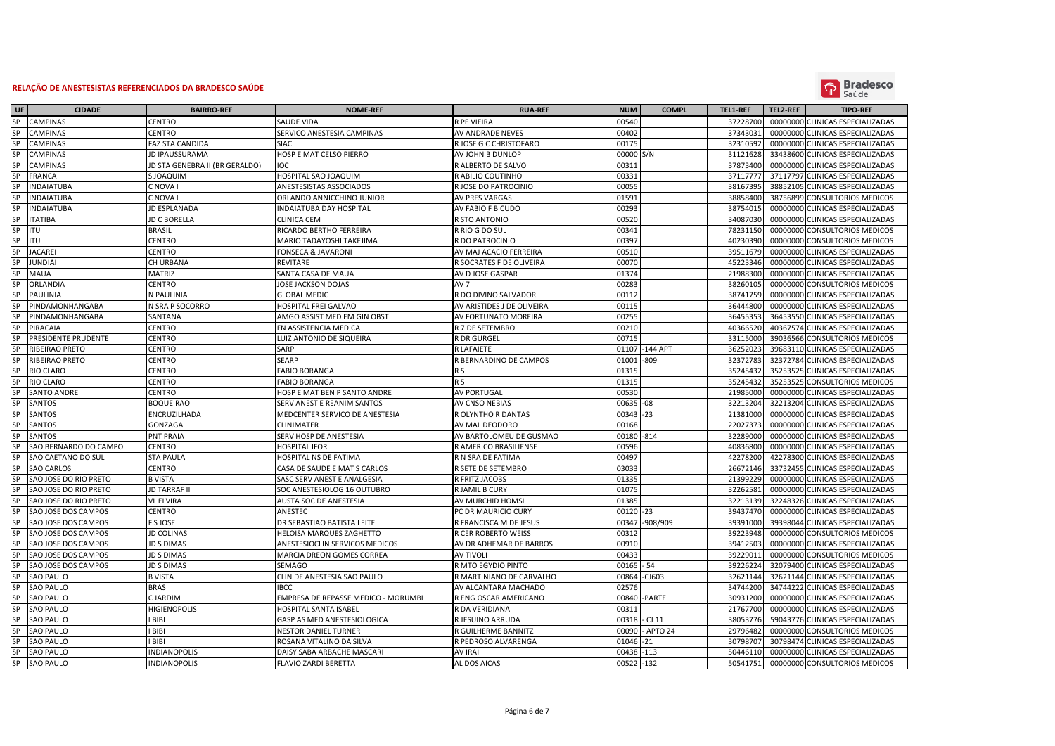# RELAÇÃO DE ANESTESISTAS REFERENCIADOS DA BRADESCO SAÚDE

| UF | CIDADE | BAIRRO-REF | NOME-REF | RUA-REF | NUM | COMPL | TEL1-REF | TEL2-REF | TIPO-REF |
|---|---|---|---|---|---|---|---|---|---|
| SP | CAMPINAS | CENTRO | SAUDE VIDA | R PE VIEIRA | 00540 | | 37228700 | 00000000 | CLINICAS ESPECIALIZADAS |
| SP | CAMPINAS | CENTRO | SERVICO ANESTESIA CAMPINAS | AV ANDRADE NEVES | 00402 | | 37343031 | 00000000 | CLINICAS ESPECIALIZADAS |
| SP | CAMPINAS | FAZ STA CANDIDA | SIAC | R JOSE G C CHRISTOFARO | 00175 | | 32310592 | 00000000 | CLINICAS ESPECIALIZADAS |
| SP | CAMPINAS | JD IPAUSSURAMA | HOSP E MAT CELSO PIERRO | AV JOHN B DUNLOP | 00000 | S/N | 31121628 | 33438600 | CLINICAS ESPECIALIZADAS |
| SP | CAMPINAS | JD STA GENEBRA II (BR GERALDO) | IOC | R ALBERTO DE SALVO | 00311 | | 37873400 | 00000000 | CLINICAS ESPECIALIZADAS |
| SP | FRANCA | S JOAQUIM | HOSPITAL SAO JOAQUIM | R ABILIO COUTINHO | 00331 | | 37117777 | 37117797 | CLINICAS ESPECIALIZADAS |
| SP | INDAIATUBA | C NOVA I | ANESTESISTAS ASSOCIADOS | R JOSE DO PATROCINIO | 00055 | | 38167395 | 38852105 | CLINICAS ESPECIALIZADAS |
| SP | INDAIATUBA | C NOVA I | ORLANDO ANNICCHINO JUNIOR | AV PRES VARGAS | 01591 | | 38858400 | 38756899 | CONSULTORIOS MEDICOS |
| SP | INDAIATUBA | JD ESPLANADA | INDAIATUBA DAY HOSPITAL | AV FABIO F BICUDO | 00293 | | 38754015 | 00000000 | CLINICAS ESPECIALIZADAS |
| SP | ITATIBA | JD C BORELLA | CLINICA CEM | R STO ANTONIO | 00520 | | 34087030 | 00000000 | CLINICAS ESPECIALIZADAS |
| SP | ITU | BRASIL | RICARDO BERTHO FERREIRA | R RIO G DO SUL | 00341 | | 78231150 | 00000000 | CONSULTORIOS MEDICOS |
| SP | ITU | CENTRO | MARIO TADAYOSHI TAKEJIMA | R DO PATROCINIO | 00397 | | 40230390 | 00000000 | CONSULTORIOS MEDICOS |
| SP | JACAREI | CENTRO | FONSECA & JAVARONI | AV MAJ ACACIO FERREIRA | 00510 | | 39511679 | 00000000 | CLINICAS ESPECIALIZADAS |
| SP | JUNDIAI | CH URBANA | REVITARE | R SOCRATES F DE OLIVEIRA | 00070 | | 45223346 | 00000000 | CLINICAS ESPECIALIZADAS |
| SP | MAUA | MATRIZ | SANTA CASA DE MAUA | AV D JOSE GASPAR | 01374 | | 21988300 | 00000000 | CLINICAS ESPECIALIZADAS |
| SP | ORLANDIA | CENTRO | JOSE JACKSON DOJAS | AV 7 | 00283 | | 38260105 | 00000000 | CONSULTORIOS MEDICOS |
| SP | PAULINIA | N PAULINIA | GLOBAL MEDIC | R DO DIVINO SALVADOR | 00112 | | 38741759 | 00000000 | CLINICAS ESPECIALIZADAS |
| SP | PINDAMONHANGABA | N SRA P SOCORRO | HOSPITAL FREI GALVAO | AV ARISTIDES J DE OLIVEIRA | 00115 | | 36444800 | 00000000 | CLINICAS ESPECIALIZADAS |
| SP | PINDAMONHANGABA | SANTANA | AMGO ASSIST MED EM GIN OBST | AV FORTUNATO MOREIRA | 00255 | | 36455353 | 36453550 | CLINICAS ESPECIALIZADAS |
| SP | PIRACAIA | CENTRO | FN ASSISTENCIA MEDICA | R 7 DE SETEMBRO | 00210 | | 40366520 | 40367574 | CLINICAS ESPECIALIZADAS |
| SP | PRESIDENTE PRUDENTE | CENTRO | LUIZ ANTONIO DE SIQUEIRA | R DR GURGEL | 00715 | | 33115000 | 39036566 | CONSULTORIOS MEDICOS |
| SP | RIBEIRAO PRETO | CENTRO | SARP | R LAFAIETE | 01107 | -144 APT | 36252023 | 39683110 | CLINICAS ESPECIALIZADAS |
| SP | RIBEIRAO PRETO | CENTRO | SEARP | R BERNARDINO DE CAMPOS | 01001 | -809 | 32372783 | 32372784 | CLINICAS ESPECIALIZADAS |
| SP | RIO CLARO | CENTRO | FABIO BORANGA | R 5 | 01315 | | 35245432 | 35253525 | CLINICAS ESPECIALIZADAS |
| SP | RIO CLARO | CENTRO | FABIO BORANGA | R 5 | 01315 | | 35245432 | 35253525 | CONSULTORIOS MEDICOS |
| SP | SANTO ANDRE | CENTRO | HOSP E MAT BEN P SANTO ANDRE | AV PORTUGAL | 00530 | | 21985000 | 00000000 | CLINICAS ESPECIALIZADAS |
| SP | SANTOS | BOQUEIRAO | SERV ANEST E REANIM SANTOS | AV CNSO NEBIAS | 00635 | -08 | 32213204 | 32213204 | CLINICAS ESPECIALIZADAS |
| SP | SANTOS | ENCRUZILHADA | MEDCENTER SERVICO DE ANESTESIA | R OLYNTHO R DANTAS | 00343 | -23 | 21381000 | 00000000 | CLINICAS ESPECIALIZADAS |
| SP | SANTOS | GONZAGA | CLINIMATER | AV MAL DEODORO | 00168 | | 22027373 | 00000000 | CLINICAS ESPECIALIZADAS |
| SP | SANTOS | PNT PRAIA | SERV HOSP DE ANESTESIA | AV BARTOLOMEU DE GUSMAO | 00180 | -814 | 32289000 | 00000000 | CLINICAS ESPECIALIZADAS |
| SP | SAO BERNARDO DO CAMPO | CENTRO | HOSPITAL IFOR | R AMERICO BRASILIENSE | 00596 | | 40836800 | 00000000 | CLINICAS ESPECIALIZADAS |
| SP | SAO CAETANO DO SUL | STA PAULA | HOSPITAL NS DE FATIMA | R N SRA DE FATIMA | 00497 | | 42278200 | 42278300 | CLINICAS ESPECIALIZADAS |
| SP | SAO CARLOS | CENTRO | CASA DE SAUDE E MAT S CARLOS | R SETE DE SETEMBRO | 03033 | | 26672146 | 33732455 | CLINICAS ESPECIALIZADAS |
| SP | SAO JOSE DO RIO PRETO | B VISTA | SASC SERV ANEST E ANALGESIA | R FRITZ JACOBS | 01335 | | 21399229 | 00000000 | CLINICAS ESPECIALIZADAS |
| SP | SAO JOSE DO RIO PRETO | JD TARRAF II | SOC ANESTESIOLOG 16 OUTUBRO | R JAMIL B CURY | 01075 | | 32262581 | 00000000 | CLINICAS ESPECIALIZADAS |
| SP | SAO JOSE DO RIO PRETO | VL ELVIRA | AUSTA SOC DE ANESTESIA | AV MURCHID HOMSI | 01385 | | 32213139 | 32248326 | CLINICAS ESPECIALIZADAS |
| SP | SAO JOSE DOS CAMPOS | CENTRO | ANESTEC | PC DR MAURICIO CURY | 00120 | -23 | 39437470 | 00000000 | CLINICAS ESPECIALIZADAS |
| SP | SAO JOSE DOS CAMPOS | F S JOSE | DR SEBASTIAO BATISTA LEITE | R FRANCISCA M DE JESUS | 00347 | -908/909 | 39391000 | 39398044 | CLINICAS ESPECIALIZADAS |
| SP | SAO JOSE DOS CAMPOS | JD COLINAS | HELOISA MARQUES ZAGHETTO | R CER ROBERTO WEISS | 00312 | | 39223948 | 00000000 | CONSULTORIOS MEDICOS |
| SP | SAO JOSE DOS CAMPOS | JD S DIMAS | ANESTESIOCLIN SERVICOS MEDICOS | AV DR ADHEMAR DE BARROS | 00910 | | 39412503 | 00000000 | CLINICAS ESPECIALIZADAS |
| SP | SAO JOSE DOS CAMPOS | JD S DIMAS | MARCIA DREON GOMES CORREA | AV TIVOLI | 00433 | | 39229011 | 00000000 | CONSULTORIOS MEDICOS |
| SP | SAO JOSE DOS CAMPOS | JD S DIMAS | SEMAGO | R MTO EGYDIO PINTO | 00165 | - 54 | 39226224 | 32079400 | CLINICAS ESPECIALIZADAS |
| SP | SAO PAULO | B VISTA | CLIN DE ANESTESIA SAO PAULO | R MARTINIANO DE CARVALHO | 00864 | -CJ603 | 32621144 | 32621144 | CLINICAS ESPECIALIZADAS |
| SP | SAO PAULO | BRAS | IBCC | AV ALCANTARA MACHADO | 02576 | | 34744200 | 34744222 | CLINICAS ESPECIALIZADAS |
| SP | SAO PAULO | C JARDIM | EMPRESA DE REPASSE MEDICO - MORUMBI | R ENG OSCAR AMERICANO | 00840 | -PARTE | 30931200 | 00000000 | CLINICAS ESPECIALIZADAS |
| SP | SAO PAULO | HIGIENOPOLIS | HOSPITAL SANTA ISABEL | R DA VERIDIANA | 00311 | | 21767700 | 00000000 | CLINICAS ESPECIALIZADAS |
| SP | SAO PAULO | I BIBI | GASP AS MED ANESTESIOLOGICA | R JESUINO ARRUDA | 00318 | - CJ 11 | 38053776 | 59043776 | CLINICAS ESPECIALIZADAS |
| SP | SAO PAULO | I BIBI | NESTOR DANIEL TURNER | R GUILHERME BANNITZ | 00090 | - APTO 24 | 29796482 | 00000000 | CONSULTORIOS MEDICOS |
| SP | SAO PAULO | I BIBI | ROSANA VITALINO DA SILVA | R PEDROSO ALVARENGA | 01046 | -21 | 30798707 | 30798474 | CLINICAS ESPECIALIZADAS |
| SP | SAO PAULO | INDIANOPOLIS | DAISY SABA ARBACHE MASCARI | AV IRAI | 00438 | -113 | 50446110 | 00000000 | CLINICAS ESPECIALIZADAS |
| SP | SAO PAULO | INDIANOPOLIS | FLAVIO ZARDI BERETTA | AL DOS AICAS | 00522 | -132 | 50541751 | 00000000 | CONSULTORIOS MEDICOS |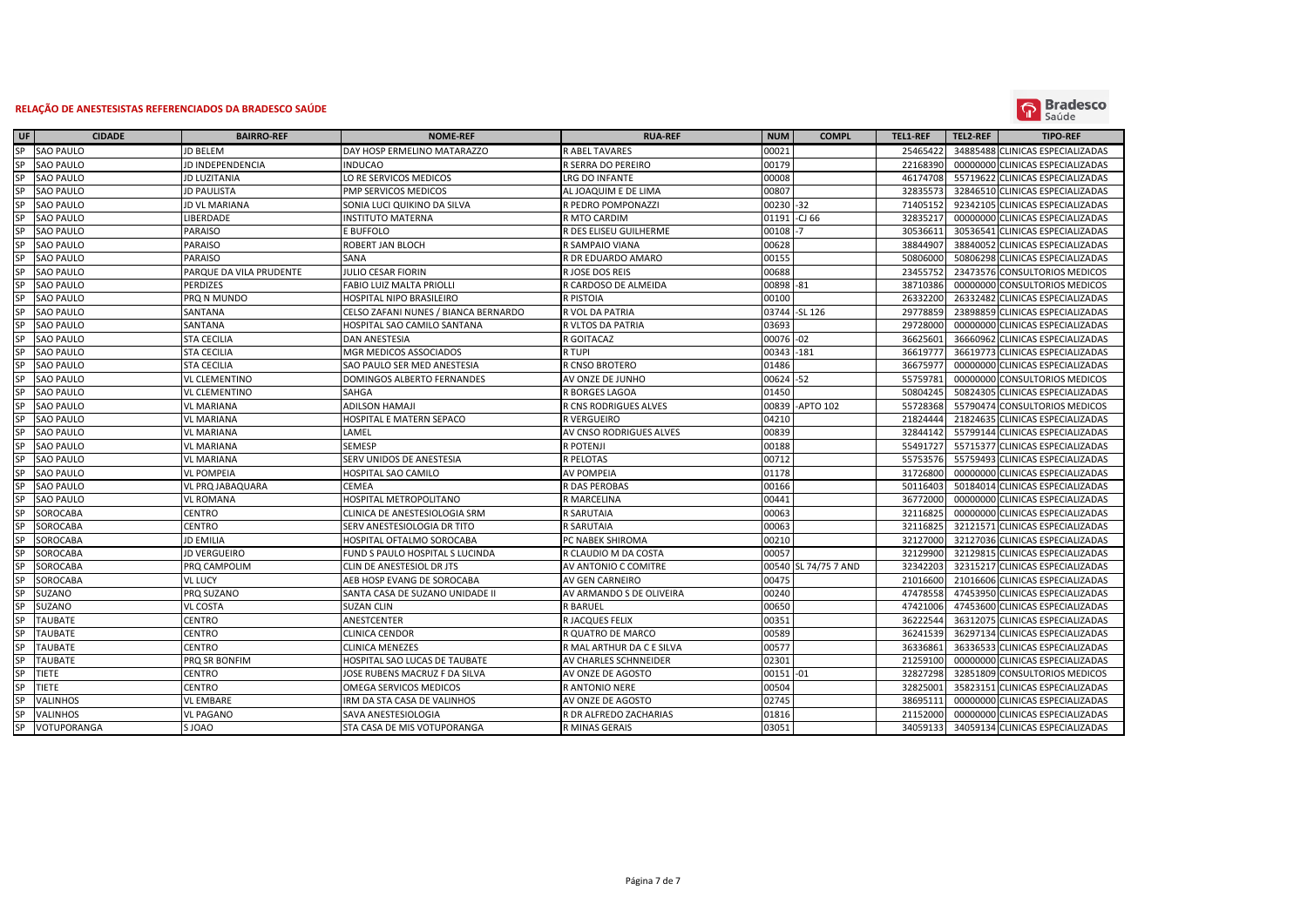## RELAÇÃO DE ANESTESISTAS REFERENCIADOS DA BRADESCO SAÚDE

| UF | CIDADE | BAIRRO-REF | NOME-REF | RUA-REF | NUM | COMPL | TEL1-REF | TEL2-REF | TIPO-REF |
|---|---|---|---|---|---|---|---|---|---|
| SP | SAO PAULO | JD BELEM | DAY HOSP ERMELINO MATARAZZO | R ABEL TAVARES | 00021 | | 25465422 | 34885488 | CLINICAS ESPECIALIZADAS |
| SP | SAO PAULO | JD INDEPENDENCIA | INDUCAO | R SERRA DO PEREIRO | 00179 | | 22168390 | 00000000 | CLINICAS ESPECIALIZADAS |
| SP | SAO PAULO | JD LUZITANIA | LO RE SERVICOS MEDICOS | LRG DO INFANTE | 00008 | | 46174708 | 55719622 | CLINICAS ESPECIALIZADAS |
| SP | SAO PAULO | JD PAULISTA | PMP SERVICOS MEDICOS | AL JOAQUIM E DE LIMA | 00807 | | 32835573 | 32846510 | CLINICAS ESPECIALIZADAS |
| SP | SAO PAULO | JD VL MARIANA | SONIA LUCI QUIKINO DA SILVA | R PEDRO POMPONAZZI | 00230 | -32 | 71405152 | 92342105 | CLINICAS ESPECIALIZADAS |
| SP | SAO PAULO | LIBERDADE | INSTITUTO MATERNA | R MTO CARDIM | 01191 | -CJ 66 | 32835217 | 00000000 | CLINICAS ESPECIALIZADAS |
| SP | SAO PAULO | PARAISO | E BUFFOLO | R DES ELISEU GUILHERME | 00108 | -7 | 30536611 | 30536541 | CLINICAS ESPECIALIZADAS |
| SP | SAO PAULO | PARAISO | ROBERT JAN BLOCH | R SAMPAIO VIANA | 00628 | | 38844907 | 38840052 | CLINICAS ESPECIALIZADAS |
| SP | SAO PAULO | PARAISO | SANA | R DR EDUARDO AMARO | 00155 | | 50806000 | 50806298 | CLINICAS ESPECIALIZADAS |
| SP | SAO PAULO | PARQUE DA VILA PRUDENTE | JULIO CESAR FIORIN | R JOSE DOS REIS | 00688 | | 23455752 | 23473576 | CONSULTORIOS MEDICOS |
| SP | SAO PAULO | PERDIZES | FABIO LUIZ MALTA PRIOLLI | R CARDOSO DE ALMEIDA | 00898 | -81 | 38710386 | 00000000 | CONSULTORIOS MEDICOS |
| SP | SAO PAULO | PRQ N MUNDO | HOSPITAL NIPO BRASILEIRO | R PISTOIA | 00100 | | 26332200 | 26332482 | CLINICAS ESPECIALIZADAS |
| SP | SAO PAULO | SANTANA | CELSO ZAFANI NUNES / BIANCA BERNARDO | R VOL DA PATRIA | 03744 | -SL 126 | 29778859 | 23898859 | CLINICAS ESPECIALIZADAS |
| SP | SAO PAULO | SANTANA | HOSPITAL SAO CAMILO SANTANA | R VLTOS DA PATRIA | 03693 | | 29728000 | 00000000 | CLINICAS ESPECIALIZADAS |
| SP | SAO PAULO | STA CECILIA | DAN ANESTESIA | R GOITACAZ | 00076 | -02 | 36625601 | 36660962 | CLINICAS ESPECIALIZADAS |
| SP | SAO PAULO | STA CECILIA | MGR MEDICOS ASSOCIADOS | R TUPI | 00343 | -181 | 36619777 | 36619773 | CLINICAS ESPECIALIZADAS |
| SP | SAO PAULO | STA CECILIA | SAO PAULO SER MED ANESTESIA | R CNSO BROTERO | 01486 | | 36675977 | 00000000 | CLINICAS ESPECIALIZADAS |
| SP | SAO PAULO | VL CLEMENTINO | DOMINGOS ALBERTO FERNANDES | AV ONZE DE JUNHO | 00624 | -52 | 55759781 | 00000000 | CONSULTORIOS MEDICOS |
| SP | SAO PAULO | VL CLEMENTINO | SAHGA | R BORGES LAGOA | 01450 | | 50804245 | 50824305 | CLINICAS ESPECIALIZADAS |
| SP | SAO PAULO | VL MARIANA | ADILSON HAMAJI | R CNS RODRIGUES ALVES | 00839 | -APTO 102 | 55728368 | 55790474 | CONSULTORIOS MEDICOS |
| SP | SAO PAULO | VL MARIANA | HOSPITAL E MATERN SEPACO | R VERGUEIRO | 04210 | | 21824444 | 21824635 | CLINICAS ESPECIALIZADAS |
| SP | SAO PAULO | VL MARIANA | LAMEL | AV CNSO RODRIGUES ALVES | 00839 | | 32844142 | 55799144 | CLINICAS ESPECIALIZADAS |
| SP | SAO PAULO | VL MARIANA | SEMESP | R POTENJI | 00188 | | 55491727 | 55715377 | CLINICAS ESPECIALIZADAS |
| SP | SAO PAULO | VL MARIANA | SERV UNIDOS DE ANESTESIA | R PELOTAS | 00712 | | 55753576 | 55759493 | CLINICAS ESPECIALIZADAS |
| SP | SAO PAULO | VL POMPEIA | HOSPITAL SAO CAMILO | AV POMPEIA | 01178 | | 31726800 | 00000000 | CLINICAS ESPECIALIZADAS |
| SP | SAO PAULO | VL PRQ JABAQUARA | CEMEA | R DAS PEROBAS | 00166 | | 50116403 | 50184014 | CLINICAS ESPECIALIZADAS |
| SP | SAO PAULO | VL ROMANA | HOSPITAL METROPOLITANO | R MARCELINA | 00441 | | 36772000 | 00000000 | CLINICAS ESPECIALIZADAS |
| SP | SOROCABA | CENTRO | CLINICA DE ANESTESIOLOGIA SRM | R SARUTAIA | 00063 | | 32116825 | 00000000 | CLINICAS ESPECIALIZADAS |
| SP | SOROCABA | CENTRO | SERV ANESTESIOLOGIA DR TITO | R SARUTAIA | 00063 | | 32116825 | 32121571 | CLINICAS ESPECIALIZADAS |
| SP | SOROCABA | JD EMILIA | HOSPITAL OFTALMO SOROCABA | PC NABEK SHIROMA | 00210 | | 32127000 | 32127036 | CLINICAS ESPECIALIZADAS |
| SP | SOROCABA | JD VERGUEIRO | FUND S PAULO HOSPITAL S LUCINDA | R CLAUDIO M DA COSTA | 00057 | | 32129900 | 32129815 | CLINICAS ESPECIALIZADAS |
| SP | SOROCABA | PRQ CAMPOLIM | CLIN DE ANESTESIOL DR JTS | AV ANTONIO C COMITRE | 00540 | SL 74/75 7 AND | 32342203 | 32315217 | CLINICAS ESPECIALIZADAS |
| SP | SOROCABA | VL LUCY | AEB HOSP EVANG DE SOROCABA | AV GEN CARNEIRO | 00475 | | 21016600 | 21016606 | CLINICAS ESPECIALIZADAS |
| SP | SUZANO | PRQ SUZANO | SANTA CASA DE SUZANO UNIDADE II | AV ARMANDO S DE OLIVEIRA | 00240 | | 47478558 | 47453950 | CLINICAS ESPECIALIZADAS |
| SP | SUZANO | VL COSTA | SUZAN CLIN | R BARUEL | 00650 | | 47421006 | 47453600 | CLINICAS ESPECIALIZADAS |
| SP | TAUBATE | CENTRO | ANESTCENTER | R JACQUES FELIX | 00351 | | 36222544 | 36312075 | CLINICAS ESPECIALIZADAS |
| SP | TAUBATE | CENTRO | CLINICA CENDOR | R QUATRO DE MARCO | 00589 | | 36241539 | 36297134 | CLINICAS ESPECIALIZADAS |
| SP | TAUBATE | CENTRO | CLINICA MENEZES | R MAL ARTHUR DA C E SILVA | 00577 | | 36336861 | 36336533 | CLINICAS ESPECIALIZADAS |
| SP | TAUBATE | PRQ SR BONFIM | HOSPITAL SAO LUCAS DE TAUBATE | AV CHARLES SCHNNEIDER | 02301 | | 21259100 | 00000000 | CLINICAS ESPECIALIZADAS |
| SP | TIETE | CENTRO | JOSE RUBENS MACRUZ F DA SILVA | AV ONZE DE AGOSTO | 00151 | -01 | 32827298 | 32851809 | CONSULTORIOS MEDICOS |
| SP | TIETE | CENTRO | OMEGA SERVICOS MEDICOS | R ANTONIO NERE | 00504 | | 32825001 | 35823151 | CLINICAS ESPECIALIZADAS |
| SP | VALINHOS | VL EMBARE | IRM DA STA CASA DE VALINHOS | AV ONZE DE AGOSTO | 02745 | | 38695111 | 00000000 | CLINICAS ESPECIALIZADAS |
| SP | VALINHOS | VL PAGANO | SAVA ANESTESIOLOGIA | R DR ALFREDO ZACHARIAS | 01816 | | 21152000 | 00000000 | CLINICAS ESPECIALIZADAS |
| SP | VOTUPORANGA | S JOAO | STA CASA DE MIS VOTUPORANGA | R MINAS GERAIS | 03051 | | 34059133 | 34059134 | CLINICAS ESPECIALIZADAS |